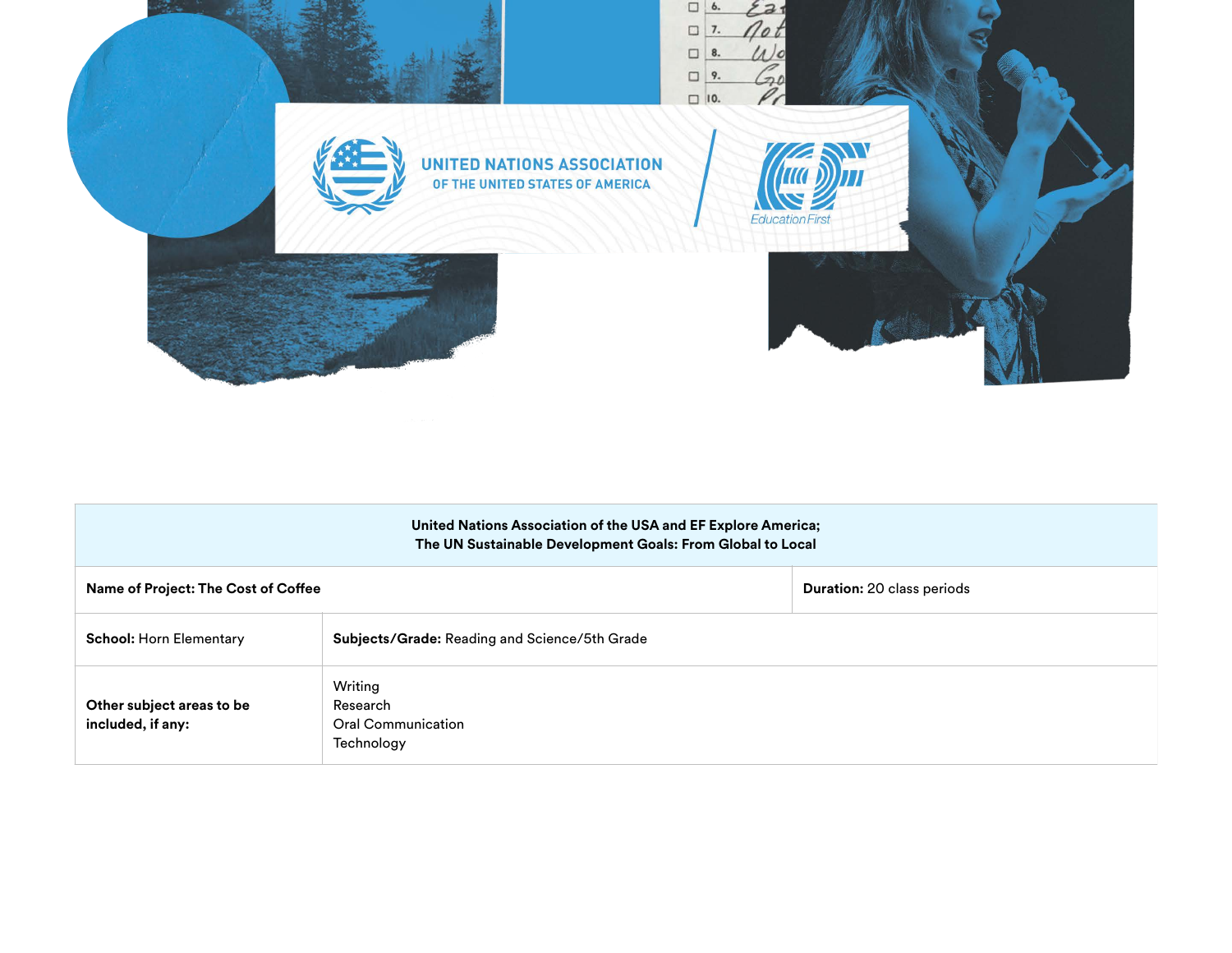UNITED NATIONS ASSOCIATION OF THE UNITED STATES OF AMERICA

Education First

| United Nations Association of the USA and EF Explore America; The UN Sustainable Development Goals: From Global to Local | | |
|---|---|---|
| **Name of Project: The Cost of Coffee** | | **Duration:** 20 class periods |
| **School:** Horn Elementary | **Subjects/Grade:** Reading and Science/5th Grade | |
| **Other subject areas to be included, if any:** | Writing<br>Research<br>Oral Communication<br>Technology | |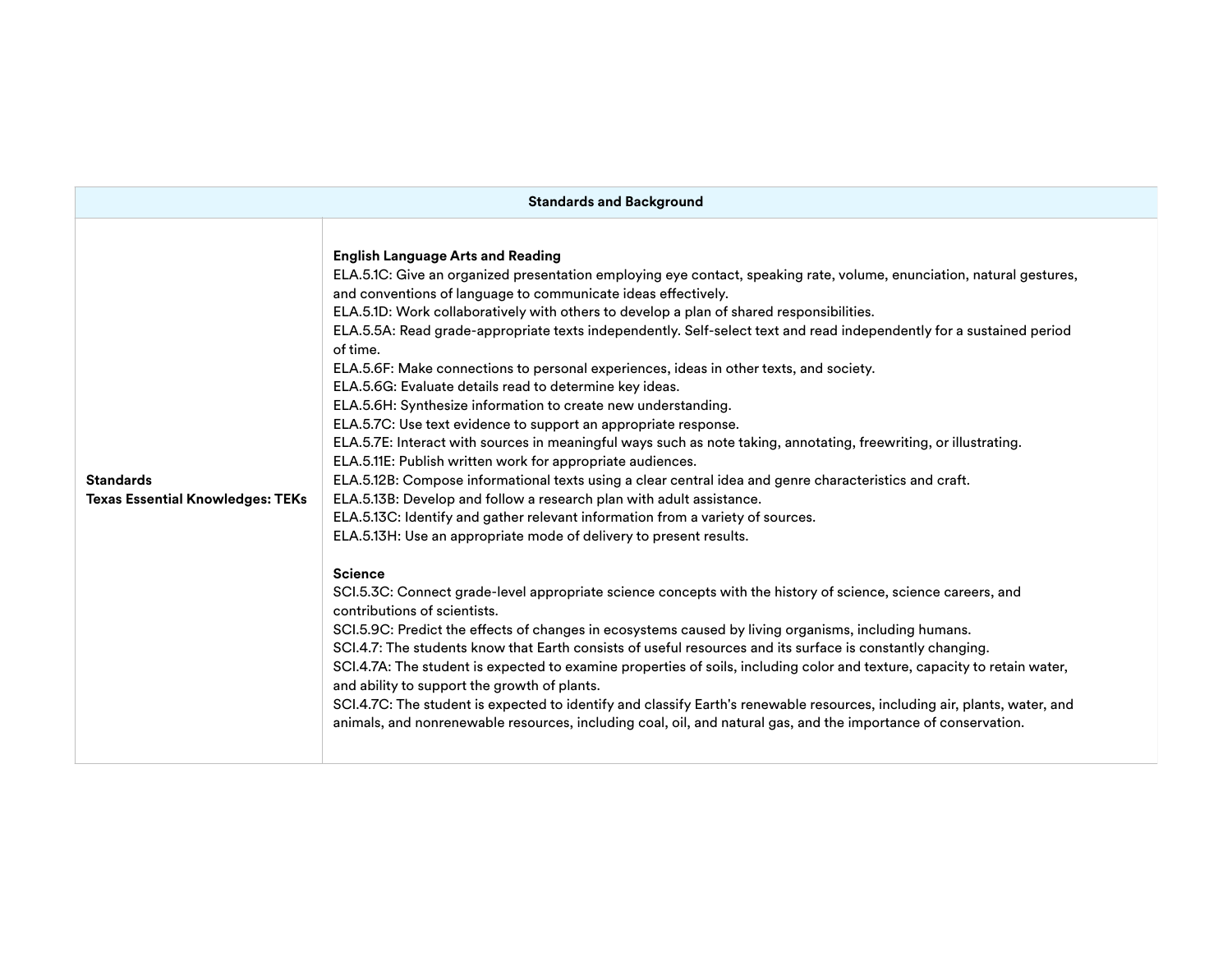| Standards and Background | |
|---|---|
| **Standards**<br>**Texas Essential Knowledges: TEKs** | **English Language Arts and Reading**<br>ELA.5.1C: Give an organized presentation employing eye contact, speaking rate, volume, enunciation, natural gestures, and conventions of language to communicate ideas effectively.<br>ELA.5.1D: Work collaboratively with others to develop a plan of shared responsibilities.<br>ELA.5.5A: Read grade-appropriate texts independently. Self-select text and read independently for a sustained period of time.<br>ELA.5.6F: Make connections to personal experiences, ideas in other texts, and society.<br>ELA.5.6G: Evaluate details read to determine key ideas.<br>ELA.5.6H: Synthesize information to create new understanding.<br>ELA.5.7C: Use text evidence to support an appropriate response.<br>ELA.5.7E: Interact with sources in meaningful ways such as note taking, annotating, freewriting, or illustrating.<br>ELA.5.11E: Publish written work for appropriate audiences.<br>ELA.5.12B: Compose informational texts using a clear central idea and genre characteristics and craft.<br>ELA.5.13B: Develop and follow a research plan with adult assistance.<br>ELA.5.13C: Identify and gather relevant information from a variety of sources.<br>ELA.5.13H: Use an appropriate mode of delivery to present results.<br><br>**Science**<br>SCI.5.3C: Connect grade-level appropriate science concepts with the history of science, science careers, and contributions of scientists.<br>SCI.5.9C: Predict the effects of changes in ecosystems caused by living organisms, including humans.<br>SCI.4.7: The students know that Earth consists of useful resources and its surface is constantly changing.<br>SCI.4.7A: The student is expected to examine properties of soils, including color and texture, capacity to retain water, and ability to support the growth of plants.<br>SCI.4.7C: The student is expected to identify and classify Earth's renewable resources, including air, plants, water, and animals, and nonrenewable resources, including coal, oil, and natural gas, and the importance of conservation. |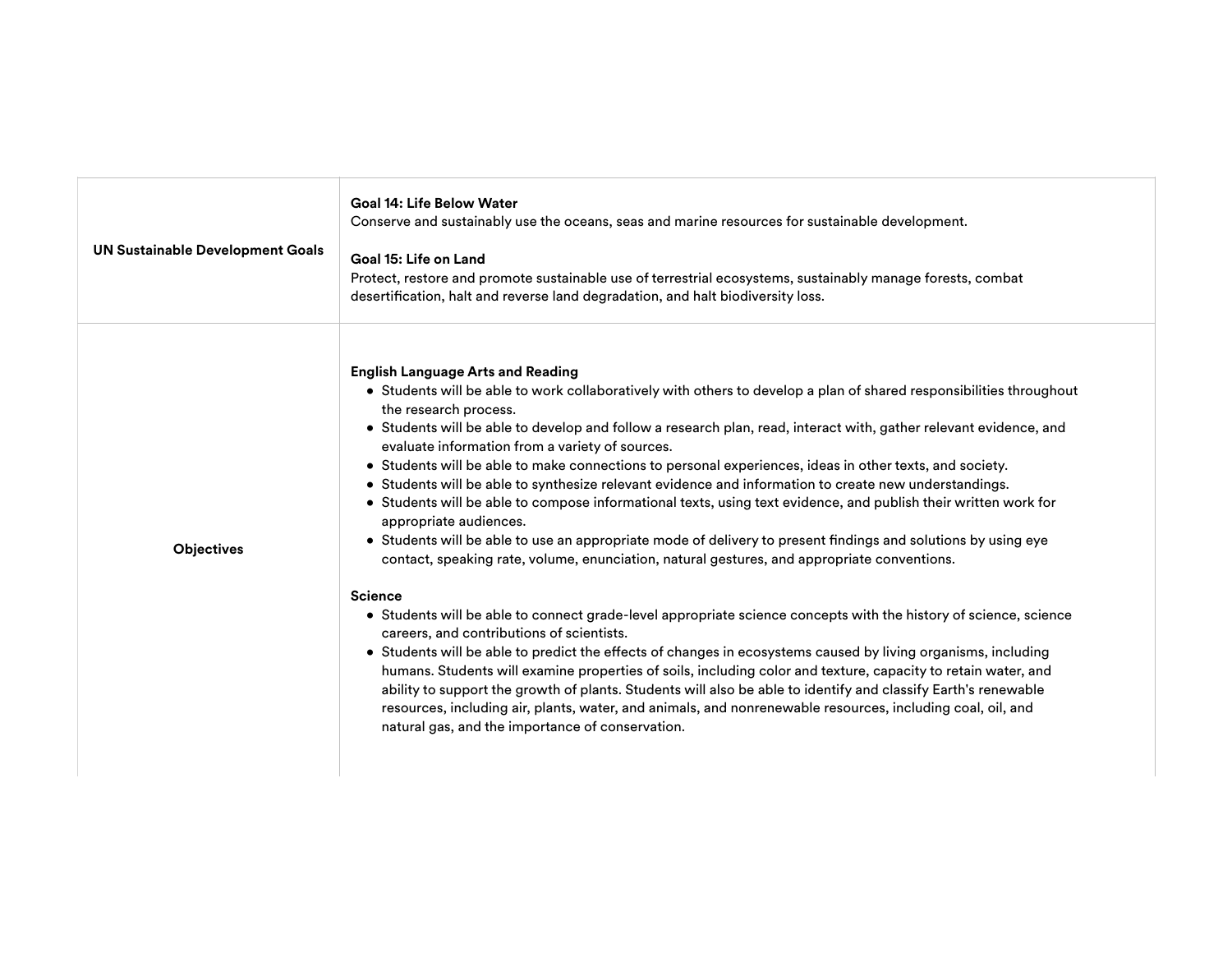| | |
|---|---|
| **UN Sustainable Development Goals** | **Goal 14: Life Below Water**<br>Conserve and sustainably use the oceans, seas and marine resources for sustainable development.<br><br>**Goal 15: Life on Land**<br>Protect, restore and promote sustainable use of terrestrial ecosystems, sustainably manage forests, combat desertification, halt and reverse land degradation, and halt biodiversity loss. |
| **Objectives** | **English Language Arts and Reading**<br>• Students will be able to work collaboratively with others to develop a plan of shared responsibilities throughout the research process.<br>• Students will be able to develop and follow a research plan, read, interact with, gather relevant evidence, and evaluate information from a variety of sources.<br>• Students will be able to make connections to personal experiences, ideas in other texts, and society.<br>• Students will be able to synthesize relevant evidence and information to create new understandings.<br>• Students will be able to compose informational texts, using text evidence, and publish their written work for appropriate audiences.<br>• Students will be able to use an appropriate mode of delivery to present findings and solutions by using eye contact, speaking rate, volume, enunciation, natural gestures, and appropriate conventions.<br><br>**Science**<br>• Students will be able to connect grade-level appropriate science concepts with the history of science, science careers, and contributions of scientists.<br>• Students will be able to predict the effects of changes in ecosystems caused by living organisms, including humans. Students will examine properties of soils, including color and texture, capacity to retain water, and ability to support the growth of plants. Students will also be able to identify and classify Earth's renewable resources, including air, plants, water, and animals, and nonrenewable resources, including coal, oil, and natural gas, and the importance of conservation. |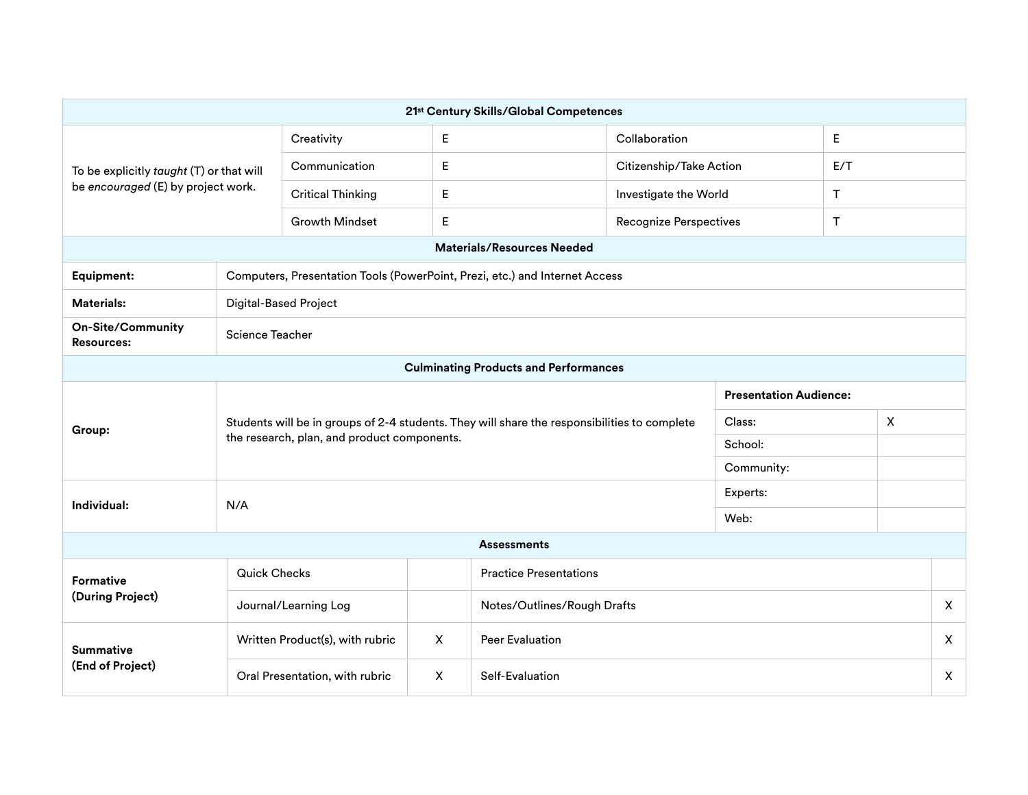| 21st Century Skills/Global Competences | | | | |
|---|---|---|---|---|
| To be explicitly *taught* (T) or that will be *encouraged* (E) by project work. | Creativity | E | Collaboration | E |
| | Communication | E | Citizenship/Take Action | E/T |
| | Critical Thinking | E | Investigate the World | T |
| | Growth Mindset | E | Recognize Perspectives | T |

| Materials/Resources Needed | |
|---|---|
| **Equipment:** | Computers, Presentation Tools (PowerPoint, Prezi, etc.) and Internet Access |
| **Materials:** | Digital-Based Project |
| **On-Site/Community Resources:** | Science Teacher |

| Culminating Products and Performances | | | |
|---|---|---|---|
| **Group:** | Students will be in groups of 2-4 students. They will share the responsibilities to complete the research, plan, and product components. | **Presentation Audience:** | |
| | | Class: | X |
| | | School: | |
| | | Community: | |
| **Individual:** | N/A | Experts: | |
| | | Web: | |

| Assessments | | | | |
|---|---|---|---|---|
| **Formative (During Project)** | Quick Checks | | Practice Presentations | |
| | Journal/Learning Log | | Notes/Outlines/Rough Drafts | X |
| **Summative (End of Project)** | Written Product(s), with rubric | X | Peer Evaluation | X |
| | Oral Presentation, with rubric | X | Self-Evaluation | X |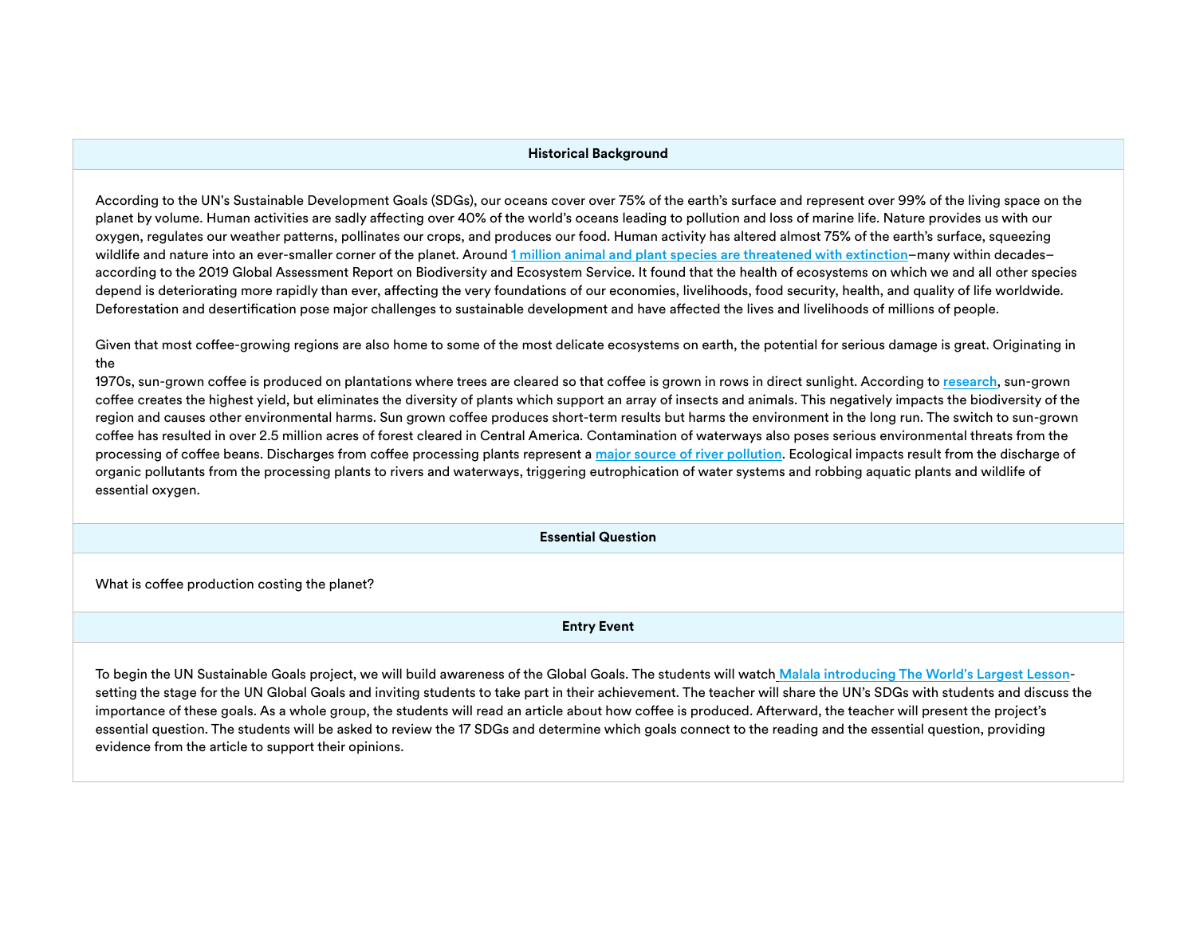## Historical Background

According to the UN's Sustainable Development Goals (SDGs), our oceans cover over 75% of the earth's surface and represent over 99% of the living space on the planet by volume. Human activities are sadly affecting over 40% of the world's oceans leading to pollution and loss of marine life. Nature provides us with our oxygen, regulates our weather patterns, pollinates our crops, and produces our food. Human activity has altered almost 75% of the earth's surface, squeezing wildlife and nature into an ever-smaller corner of the planet. Around **1 million animal and plant species are threatened with extinction**–many within decades–according to the 2019 Global Assessment Report on Biodiversity and Ecosystem Service. It found that the health of ecosystems on which we and all other species depend is deteriorating more rapidly than ever, affecting the very foundations of our economies, livelihoods, food security, health, and quality of life worldwide. Deforestation and desertification pose major challenges to sustainable development and have affected the lives and livelihoods of millions of people.

Given that most coffee-growing regions are also home to some of the most delicate ecosystems on earth, the potential for serious damage is great. Originating in the 1970s, sun-grown coffee is produced on plantations where trees are cleared so that coffee is grown in rows in direct sunlight. According to **research**, sun-grown coffee creates the highest yield, but eliminates the diversity of plants which support an array of insects and animals. This negatively impacts the biodiversity of the region and causes other environmental harms. Sun grown coffee produces short-term results but harms the environment in the long run. The switch to sun-grown coffee has resulted in over 2.5 million acres of forest cleared in Central America. Contamination of waterways also poses serious environmental threats from the processing of coffee beans. Discharges from coffee processing plants represent a **major source of river pollution**. Ecological impacts result from the discharge of organic pollutants from the processing plants to rivers and waterways, triggering eutrophication of water systems and robbing aquatic plants and wildlife of essential oxygen.

## Essential Question

What is coffee production costing the planet?

## Entry Event

To begin the UN Sustainable Goals project, we will build awareness of the Global Goals. The students will watch Malala introducing The World's Largest Lesson- setting the stage for the UN Global Goals and inviting students to take part in their achievement. The teacher will share the UN's SDGs with students and discuss the importance of these goals. As a whole group, the students will read an article about how coffee is produced. Afterward, the teacher will present the project's essential question. The students will be asked to review the 17 SDGs and determine which goals connect to the reading and the essential question, providing evidence from the article to support their opinions.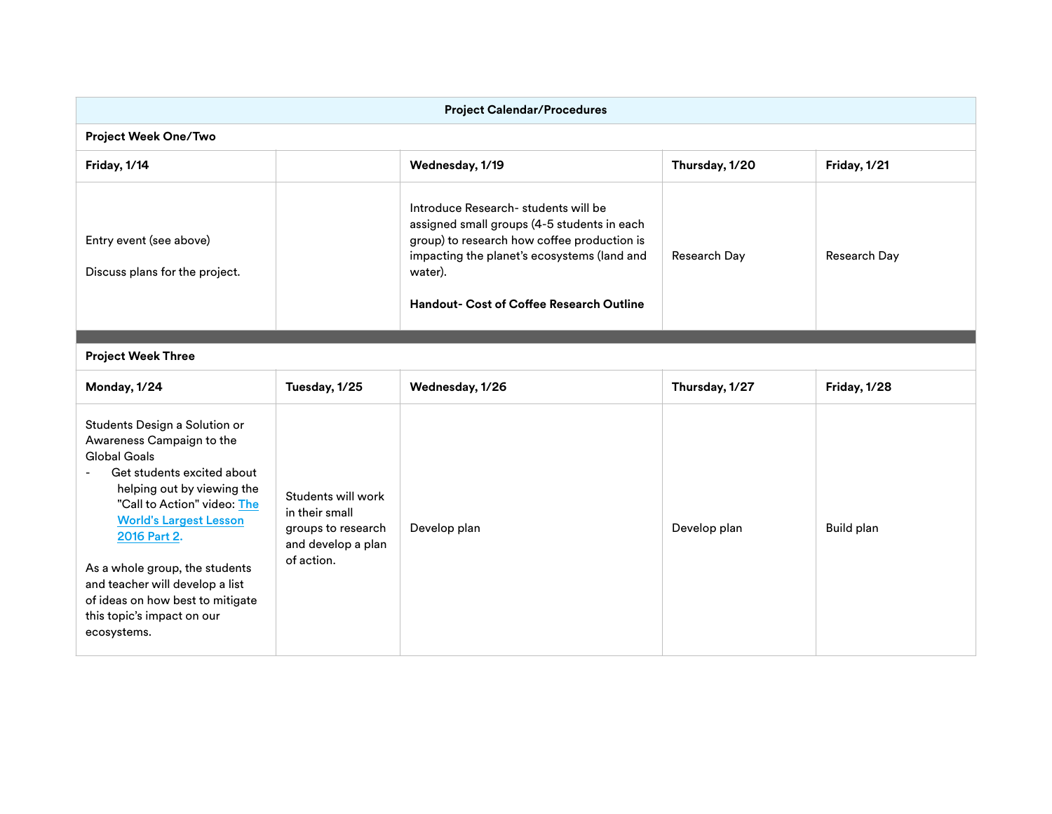| Project Calendar/Procedures | | | | |
|---|---|---|---|---|
| **Project Week One/Two** | | | | |
| **Friday, 1/14** | | **Wednesday, 1/19** | **Thursday, 1/20** | **Friday, 1/21** |
| Entry event (see above)<br><br>Discuss plans for the project. | | Introduce Research- students will be assigned small groups (4-5 students in each group) to research how coffee production is impacting the planet's ecosystems (land and water).<br><br>**Handout- Cost of Coffee Research Outline** | Research Day | Research Day |
| | | | | |
| **Project Week Three** | | | | |
| **Monday, 1/24** | **Tuesday, 1/25** | **Wednesday, 1/26** | **Thursday, 1/27** | **Friday, 1/28** |
| Students Design a Solution or Awareness Campaign to the Global Goals<br>- Get students excited about helping out by viewing the "Call to Action" video: [The World's Largest Lesson 2016 Part 2](). <br><br>As a whole group, the students and teacher will develop a list of ideas on how best to mitigate this topic's impact on our ecosystems. | Students will work in their small groups to research and develop a plan of action. | Develop plan | Develop plan | Build plan |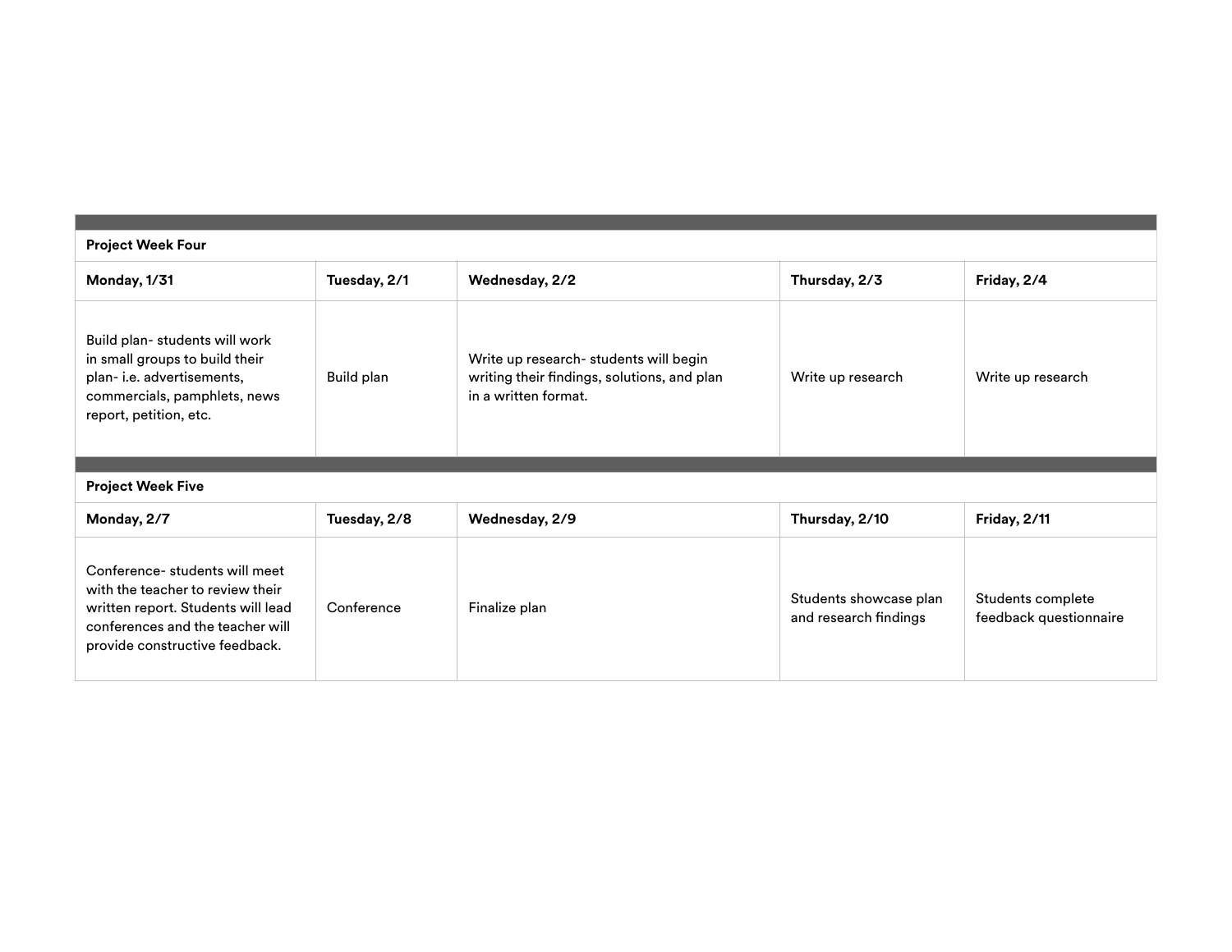| Project Week Four | | | | |
|---|---|---|---|---|
| **Monday, 1/31** | **Tuesday, 2/1** | **Wednesday, 2/2** | **Thursday, 2/3** | **Friday, 2/4** |
| Build plan- students will work in small groups to build their plan- i.e. advertisements, commercials, pamphlets, news report, petition, etc. | Build plan | Write up research- students will begin writing their findings, solutions, and plan in a written format. | Write up research | Write up research |

| Project Week Five | | | | |
|---|---|---|---|---|
| **Monday, 2/7** | **Tuesday, 2/8** | **Wednesday, 2/9** | **Thursday, 2/10** | **Friday, 2/11** |
| Conference- students will meet with the teacher to review their written report. Students will lead conferences and the teacher will provide constructive feedback. | Conference | Finalize plan | Students showcase plan and research findings | Students complete feedback questionnaire |